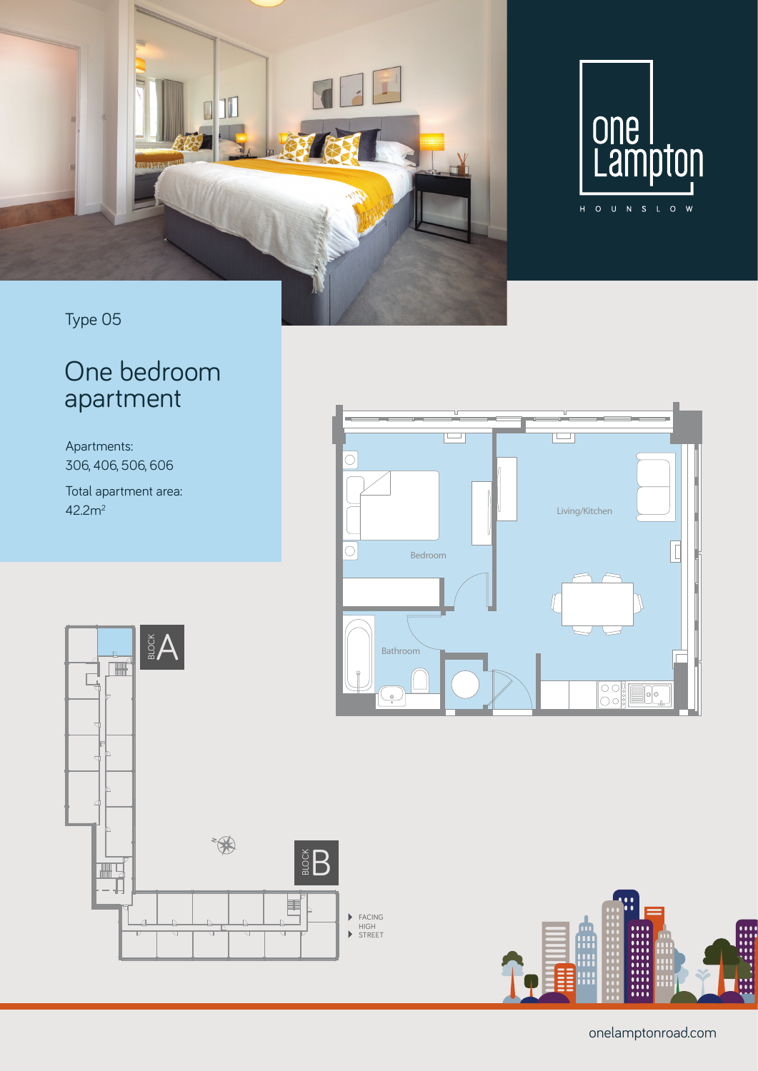one Lampton

HOUNSLOW

Type 05

# One bedroom apartment

Apartments:
306, 406, 506, 606

Total apartment area:
42.2m$^2$

Bedroom

Living/Kitchen

Bathroom

BLOCK A

BLOCK B

FACING HIGH STREET

onelamptonroad.com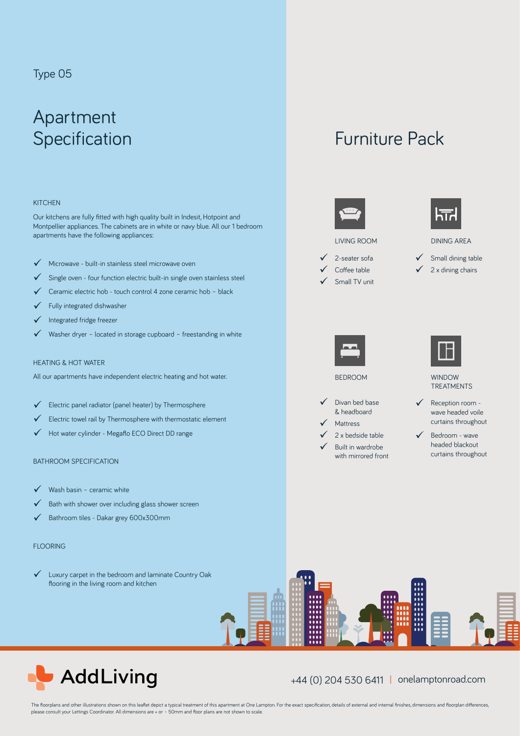Type 05

# Apartment Specification

### KITCHEN

Our kitchens are fully fitted with high quality built in Indesit, Hotpoint and Montpellier appliances. The cabinets are in white or navy blue. All our 1 bedroom apartments have the following appliances:

- ✓ Microwave - built-in stainless steel microwave oven
- ✓ Single oven - four function electric built-in single oven stainless steel
- ✓ Ceramic electric hob - touch control 4 zone ceramic hob – black
- ✓ Fully integrated dishwasher
- ✓ Integrated fridge freezer
- ✓ Washer dryer – located in storage cupboard – freestanding in white

### HEATING & HOT WATER

All our apartments have independent electric heating and hot water.

- ✓ Electric panel radiator (panel heater) by Thermosphere
- ✓ Electric towel rail by Thermosphere with thermostatic element
- ✓ Hot water cylinder - Megaflo ECO Direct DD range

### BATHROOM SPECIFICATION

- ✓ Wash basin – ceramic white
- ✓ Bath with shower over including glass shower screen
- ✓ Bathroom tiles - Dakar grey 600x300mm

### FLOORING

- ✓ Luxury carpet in the bedroom and laminate Country Oak flooring in the living room and kitchen

# Furniture Pack

### LIVING ROOM

- ✓ 2-seater sofa
- ✓ Coffee table
- ✓ Small TV unit

### DINING AREA

- ✓ Small dining table
- ✓ 2 x dining chairs

### BEDROOM

- ✓ Divan bed base & headboard
- ✓ Mattress
- ✓ 2 x bedside table
- ✓ Built in wardrobe with mirrored front

### WINDOW TREATMENTS

- ✓ Reception room - wave headed voile curtains throughout
- ✓ Bedroom - wave headed blackout curtains throughout

AddLiving

+44 (0) 204 530 6411 | onelamptonroad.com

The floorplans and other illustrations shown on this leaflet depict a typical treatment of this apartment at One Lampton. For the exact specification, details of external and internal finishes, dimensions and floorplan differences, please consult your Lettings Coordinator. All dimensions are + or – 50mm and floor plans are not shown to scale.